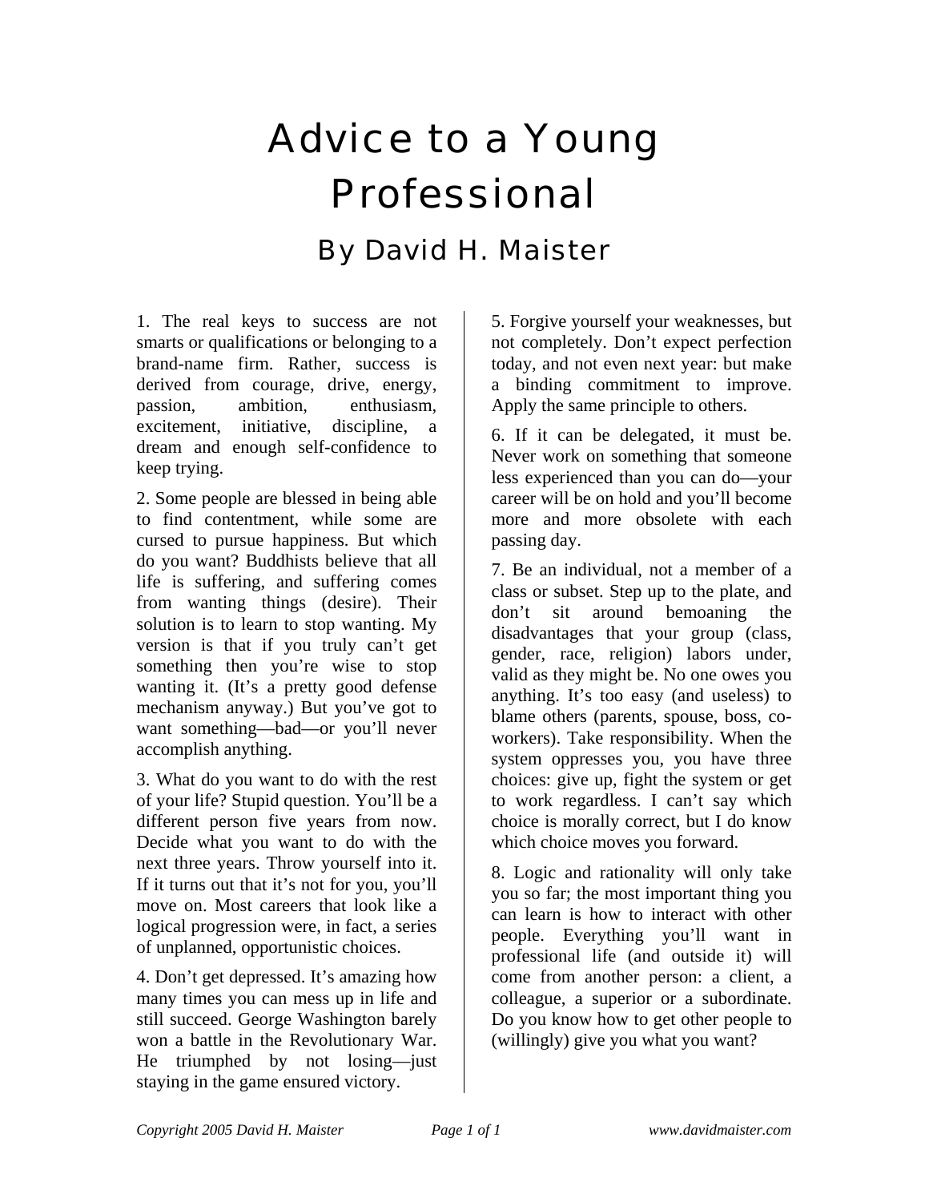# Advice to a Young Professional

## By David H. Maister

1. The real keys to success are not smarts or qualifications or belonging to a brand-name firm. Rather, success is derived from courage, drive, energy, passion, ambition, enthusiasm, excitement, initiative, discipline, a dream and enough self-confidence to keep trying.

2. Some people are blessed in being able to find contentment, while some are cursed to pursue happiness. But which do you want? Buddhists believe that all life is suffering, and suffering comes from wanting things (desire). Their solution is to learn to stop wanting. My version is that if you truly can't get something then you're wise to stop wanting it. (It's a pretty good defense mechanism anyway.) But you've got to want something—bad—or you'll never accomplish anything.

3. What do you want to do with the rest of your life? Stupid question. You'll be a different person five years from now. Decide what you want to do with the next three years. Throw yourself into it. If it turns out that it's not for you, you'll move on. Most careers that look like a logical progression were, in fact, a series of unplanned, opportunistic choices.

4. Don't get depressed. It's amazing how many times you can mess up in life and still succeed. George Washington barely won a battle in the Revolutionary War. He triumphed by not losing—just staying in the game ensured victory.

5. Forgive yourself your weaknesses, but not completely. Don't expect perfection today, and not even next year: but make a binding commitment to improve. Apply the same principle to others.

6. If it can be delegated, it must be. Never work on something that someone less experienced than you can do—your career will be on hold and you'll become more and more obsolete with each passing day.

7. Be an individual, not a member of a class or subset. Step up to the plate, and don't sit around bemoaning the disadvantages that your group (class, gender, race, religion) labors under, valid as they might be. No one owes you anything. It's too easy (and useless) to blame others (parents, spouse, boss, co-workers). Take responsibility. When the system oppresses you, you have three choices: give up, fight the system or get to work regardless. I can't say which choice is morally correct, but I do know which choice moves you forward.

8. Logic and rationality will only take you so far; the most important thing you can learn is how to interact with other people. Everything you'll want in professional life (and outside it) will come from another person: a client, a colleague, a superior or a subordinate. Do you know how to get other people to (willingly) give you what you want?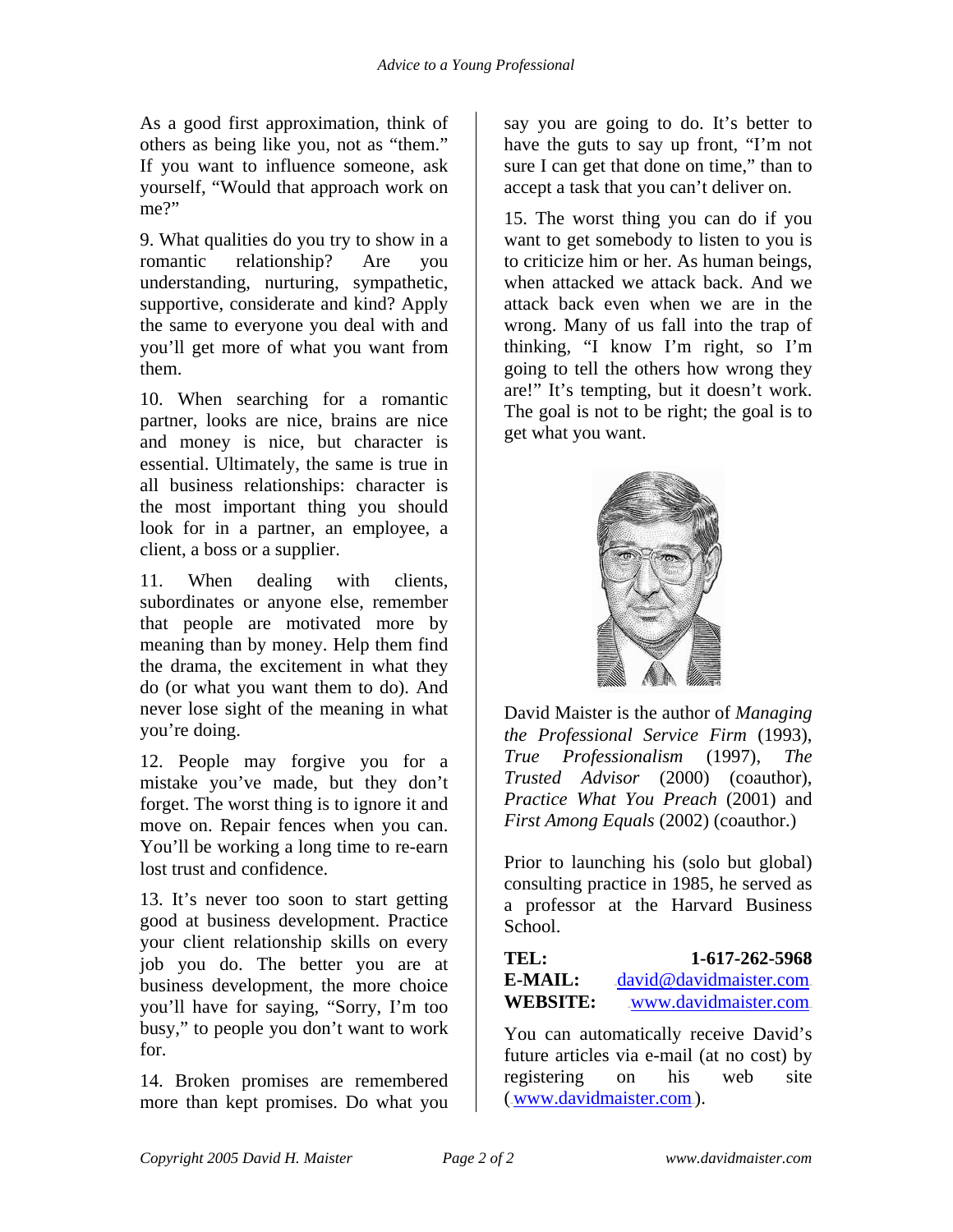As a good first approximation, think of others as being like you, not as "them." If you want to influence someone, ask yourself, "Would that approach work on me?"

9. What qualities do you try to show in a romantic relationship? Are you understanding, nurturing, sympathetic, supportive, considerate and kind? Apply the same to everyone you deal with and you'll get more of what you want from them.

10. When searching for a romantic partner, looks are nice, brains are nice and money is nice, but character is essential. Ultimately, the same is true in all business relationships: character is the most important thing you should look for in a partner, an employee, a client, a boss or a supplier.

11. When dealing with clients, subordinates or anyone else, remember that people are motivated more by meaning than by money. Help them find the drama, the excitement in what they do (or what you want them to do). And never lose sight of the meaning in what you're doing.

12. People may forgive you for a mistake you've made, but they don't forget. The worst thing is to ignore it and move on. Repair fences when you can. You'll be working a long time to re-earn lost trust and confidence.

13. It's never too soon to start getting good at business development. Practice your client relationship skills on every job you do. The better you are at business development, the more choice you'll have for saying, "Sorry, I'm too busy," to people you don't want to work for.

14. Broken promises are remembered more than kept promises. Do what you say you are going to do. It's better to have the guts to say up front, "I'm not sure I can get that done on time," than to accept a task that you can't deliver on.

15. The worst thing you can do if you want to get somebody to listen to you is to criticize him or her. As human beings, when attacked we attack back. And we attack back even when we are in the wrong. Many of us fall into the trap of thinking, "I know I'm right, so I'm going to tell the others how wrong they are!" It's tempting, but it doesn't work. The goal is not to be right; the goal is to get what you want.

David Maister is the author of *Managing the Professional Service Firm* (1993), *True Professionalism* (1997), *The Trusted Advisor* (2000) (coauthor), *Practice What You Preach* (2001) and *First Among Equals* (2002) (coauthor.)

Prior to launching his (solo but global) consulting practice in 1985, he served as a professor at the Harvard Business School.

**TEL:** **1-617-262-5968**
**E-MAIL:** david@davidmaister.com
**WEBSITE:** www.davidmaister.com

You can automatically receive David's future articles via e-mail (at no cost) by registering on his web site (www.davidmaister.com).